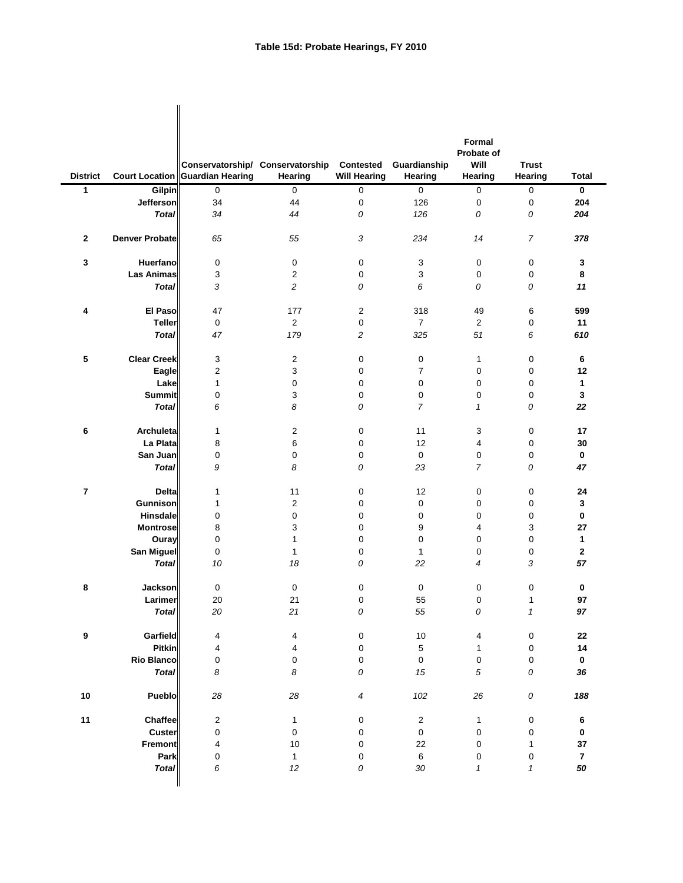# Table 15d: Probate Hearings, FY 2010

| District | Court Location | Conservatorship/ Guardian Hearing | Conservatorship Hearing | Contested Will Hearing | Guardianship Hearing | Formal Probate of Will Hearing | Trust Hearing | Total |
|---|---|---|---|---|---|---|---|---|
| **1** | **Gilpin** | 0 | 0 | 0 | 0 | 0 | 0 | **0** |
| | **Jefferson** | 34 | 44 | 0 | 126 | 0 | 0 | **204** |
| | ***Total*** | *34* | *44* | *0* | *126* | *0* | *0* | ***204*** |
| **2** | **Denver Probate** | *65* | *55* | *3* | *234* | *14* | *7* | ***378*** |
| **3** | **Huerfano** | 0 | 0 | 0 | 3 | 0 | 0 | **3** |
| | **Las Animas** | 3 | 2 | 0 | 3 | 0 | 0 | **8** |
| | ***Total*** | *3* | *2* | *0* | *6* | *0* | *0* | ***11*** |
| **4** | **El Paso** | 47 | 177 | 2 | 318 | 49 | 6 | **599** |
| | **Teller** | 0 | 2 | 0 | 7 | 2 | 0 | **11** |
| | ***Total*** | *47* | *179* | *2* | *325* | *51* | *6* | ***610*** |
| **5** | **Clear Creek** | 3 | 2 | 0 | 0 | 1 | 0 | **6** |
| | **Eagle** | 2 | 3 | 0 | 7 | 0 | 0 | **12** |
| | **Lake** | 1 | 0 | 0 | 0 | 0 | 0 | **1** |
| | **Summit** | 0 | 3 | 0 | 0 | 0 | 0 | **3** |
| | ***Total*** | *6* | *8* | *0* | *7* | *1* | *0* | ***22*** |
| **6** | **Archuleta** | 1 | 2 | 0 | 11 | 3 | 0 | **17** |
| | **La Plata** | 8 | 6 | 0 | 12 | 4 | 0 | **30** |
| | **San Juan** | 0 | 0 | 0 | 0 | 0 | 0 | **0** |
| | ***Total*** | *9* | *8* | *0* | *23* | *7* | *0* | ***47*** |
| **7** | **Delta** | 1 | 11 | 0 | 12 | 0 | 0 | **24** |
| | **Gunnison** | 1 | 2 | 0 | 0 | 0 | 0 | **3** |
| | **Hinsdale** | 0 | 0 | 0 | 0 | 0 | 0 | **0** |
| | **Montrose** | 8 | 3 | 0 | 9 | 4 | 3 | **27** |
| | **Ouray** | 0 | 1 | 0 | 0 | 0 | 0 | **1** |
| | **San Miguel** | 0 | 1 | 0 | 1 | 0 | 0 | **2** |
| | ***Total*** | *10* | *18* | *0* | *22* | *4* | *3* | ***57*** |
| **8** | **Jackson** | 0 | 0 | 0 | 0 | 0 | 0 | **0** |
| | **Larimer** | 20 | 21 | 0 | 55 | 0 | 1 | **97** |
| | ***Total*** | *20* | *21* | *0* | *55* | *0* | *1* | ***97*** |
| **9** | **Garfield** | 4 | 4 | 0 | 10 | 4 | 0 | **22** |
| | **Pitkin** | 4 | 4 | 0 | 5 | 1 | 0 | **14** |
| | **Rio Blanco** | 0 | 0 | 0 | 0 | 0 | 0 | **0** |
| | ***Total*** | *8* | *8* | *0* | *15* | *5* | *0* | ***36*** |
| **10** | **Pueblo** | *28* | *28* | *4* | *102* | *26* | *0* | ***188*** |
| **11** | **Chaffee** | 2 | 1 | 0 | 2 | 1 | 0 | **6** |
| | **Custer** | 0 | 0 | 0 | 0 | 0 | 0 | **0** |
| | **Fremont** | 4 | 10 | 0 | 22 | 0 | 1 | **37** |
| | **Park** | 0 | 1 | 0 | 6 | 0 | 0 | **7** |
| | ***Total*** | *6* | *12* | *0* | *30* | *1* | *1* | ***50*** |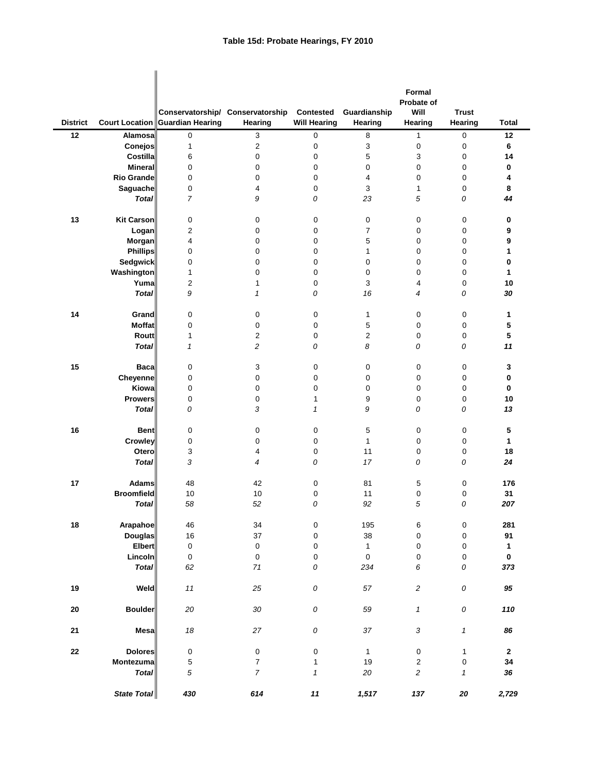**Table 15d: Probate Hearings, FY 2010**

| District | Court Location | Conservatorship/ Guardian Hearing | Conservatorship Hearing | Contested Will Hearing | Guardianship Hearing | Formal Probate of Will Hearing | Trust Hearing | Total |
|---|---|---|---|---|---|---|---|---|
| 12 | Alamosa | 0 | 3 | 0 | 8 | 1 | 0 | **12** |
| | Conejos | 1 | 2 | 0 | 3 | 0 | 0 | **6** |
| | Costilla | 6 | 0 | 0 | 5 | 3 | 0 | **14** |
| | Mineral | 0 | 0 | 0 | 0 | 0 | 0 | **0** |
| | Rio Grande | 0 | 0 | 0 | 4 | 0 | 0 | **4** |
| | Saguache | 0 | 4 | 0 | 3 | 1 | 0 | **8** |
| | ***Total*** | *7* | *9* | *0* | *23* | *5* | *0* | ***44*** |
| 13 | Kit Carson | 0 | 0 | 0 | 0 | 0 | 0 | **0** |
| | Logan | 2 | 0 | 0 | 7 | 0 | 0 | **9** |
| | Morgan | 4 | 0 | 0 | 5 | 0 | 0 | **9** |
| | Phillips | 0 | 0 | 0 | 1 | 0 | 0 | **1** |
| | Sedgwick | 0 | 0 | 0 | 0 | 0 | 0 | **0** |
| | Washington | 1 | 0 | 0 | 0 | 0 | 0 | **1** |
| | Yuma | 2 | 1 | 0 | 3 | 4 | 0 | **10** |
| | ***Total*** | *9* | *1* | *0* | *16* | *4* | *0* | ***30*** |
| 14 | Grand | 0 | 0 | 0 | 1 | 0 | 0 | **1** |
| | Moffat | 0 | 0 | 0 | 5 | 0 | 0 | **5** |
| | Routt | 1 | 2 | 0 | 2 | 0 | 0 | **5** |
| | ***Total*** | *1* | *2* | *0* | *8* | *0* | *0* | ***11*** |
| 15 | Baca | 0 | 3 | 0 | 0 | 0 | 0 | **3** |
| | Cheyenne | 0 | 0 | 0 | 0 | 0 | 0 | **0** |
| | Kiowa | 0 | 0 | 0 | 0 | 0 | 0 | **0** |
| | Prowers | 0 | 0 | 1 | 9 | 0 | 0 | **10** |
| | ***Total*** | *0* | *3* | *1* | *9* | *0* | *0* | ***13*** |
| 16 | Bent | 0 | 0 | 0 | 5 | 0 | 0 | **5** |
| | Crowley | 0 | 0 | 0 | 1 | 0 | 0 | **1** |
| | Otero | 3 | 4 | 0 | 11 | 0 | 0 | **18** |
| | ***Total*** | *3* | *4* | *0* | *17* | *0* | *0* | ***24*** |
| 17 | Adams | 48 | 42 | 0 | 81 | 5 | 0 | **176** |
| | Broomfield | 10 | 10 | 0 | 11 | 0 | 0 | **31** |
| | ***Total*** | *58* | *52* | *0* | *92* | *5* | *0* | ***207*** |
| 18 | Arapahoe | 46 | 34 | 0 | 195 | 6 | 0 | **281** |
| | Douglas | 16 | 37 | 0 | 38 | 0 | 0 | **91** |
| | Elbert | 0 | 0 | 0 | 1 | 0 | 0 | **1** |
| | Lincoln | 0 | 0 | 0 | 0 | 0 | 0 | **0** |
| | ***Total*** | *62* | *71* | *0* | *234* | *6* | *0* | ***373*** |
| 19 | Weld | *11* | *25* | *0* | *57* | *2* | *0* | ***95*** |
| 20 | Boulder | *20* | *30* | *0* | *59* | *1* | *0* | ***110*** |
| 21 | Mesa | *18* | *27* | *0* | *37* | *3* | *1* | ***86*** |
| 22 | Dolores | 0 | 0 | 0 | 1 | 0 | 1 | **2** |
| | Montezuma | 5 | 7 | 1 | 19 | 2 | 0 | **34** |
| | ***Total*** | *5* | *7* | *1* | *20* | *2* | *1* | ***36*** |
| | ***State Total*** | ***430*** | ***614*** | ***11*** | ***1,517*** | ***137*** | ***20*** | ***2,729*** |